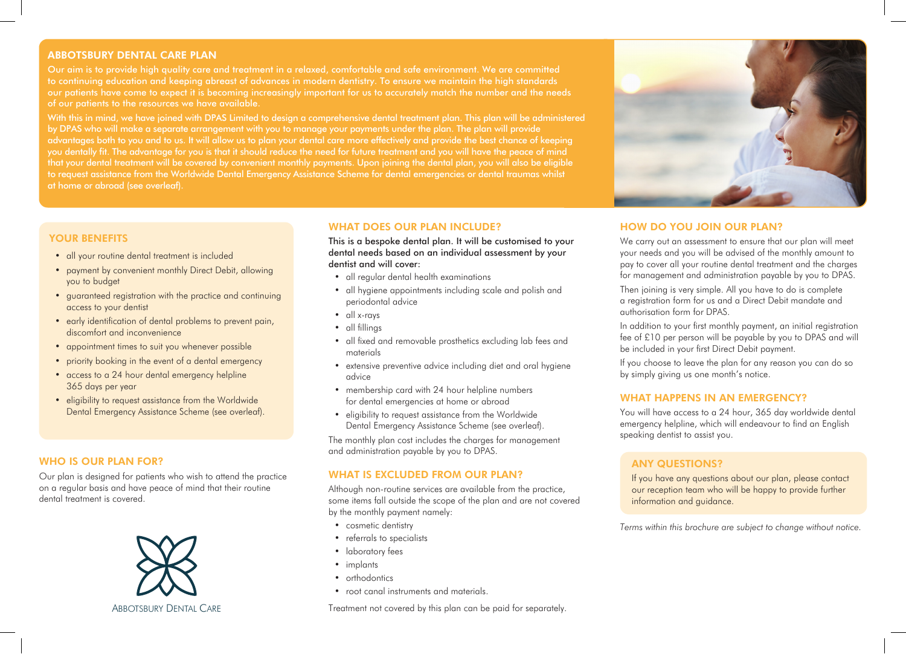## ABBOTSBURY DENTAL CARE PLAN

Our aim is to provide high quality care and treatment in a relaxed, comfortable and safe environment. We are committed to continuing education and keeping abreast of advances in modern dentistry. To ensure we maintain the high standards our patients have come to expect it is becoming increasingly important for us to accurately match the number and the needs of our patients to the resources we have available.

With this in mind, we have joined with DPAS Limited to design a comprehensive dental treatment plan. This plan will be administered by DPAS who will make a separate arrangement with you to manage your payments under the plan. The plan will provide advantages both to you and to us. It will allow us to plan your dental care more effectively and provide the best chance of keeping you dentally fit. The advantage for you is that it should reduce the need for future treatment and you will have the peace of mind that your dental treatment will be covered by convenient monthly payments. Upon joining the dental plan, you will also be eligible to request assistance from the Worldwide Dental Emergency Assistance Scheme for dental emergencies or dental traumas whilst at home or abroad (see overleaf).

### YOUR BENEFITS

- all your routine dental treatment is included
- payment by convenient monthly Direct Debit, allowing you to budget
- guaranteed registration with the practice and continuing access to your dentist
- early identification of dental problems to prevent pain, discomfort and inconvenience
- appointment times to suit you whenever possible
- priority booking in the event of a dental emergency
- access to a 24 hour dental emergency helpline 365 days per year
- eligibility to request assistance from the Worldwide Dental Emergency Assistance Scheme (see overleaf).

### WHO IS OUR PLAN FOR?

Our plan is designed for patients who wish to attend the practice on a regular basis and have peace of mind that their routine dental treatment is covered.

ABBOTSBURY DENTAL CARE

### WHAT DOES OUR PLAN INCLUDE?

This is a bespoke dental plan. It will be customised to your dental needs based on an individual assessment by your dentist and will cover:

- all regular dental health examinations
- all hygiene appointments including scale and polish and periodontal advice
- all x-rays
- all fillings
- all fixed and removable prosthetics excluding lab fees and materials
- extensive preventive advice including diet and oral hygiene advice
- membership card with 24 hour helpline numbers for dental emergencies at home or abroad
- eligibility to request assistance from the Worldwide Dental Emergency Assistance Scheme (see overleaf).

The monthly plan cost includes the charges for management and administration payable by you to DPAS.

### WHAT IS EXCLUDED FROM OUR PLAN?

Although non-routine services are available from the practice, some items fall outside the scope of the plan and are not covered by the monthly payment namely:

- cosmetic dentistry
- referrals to specialists
- laboratory fees
- implants
- orthodontics
- root canal instruments and materials.

Treatment not covered by this plan can be paid for separately.

### HOW DO YOU JOIN OUR PLAN?

We carry out an assessment to ensure that our plan will meet your needs and you will be advised of the monthly amount to pay to cover all your routine dental treatment and the charges for management and administration payable by you to DPAS.

Then joining is very simple. All you have to do is complete a registration form for us and a Direct Debit mandate and authorisation form for DPAS.

In addition to your first monthly payment, an initial registration fee of £10 per person will be payable by you to DPAS and will be included in your first Direct Debit payment.

If you choose to leave the plan for any reason you can do so by simply giving us one month's notice.

### WHAT HAPPENS IN AN EMERGENCY?

You will have access to a 24 hour, 365 day worldwide dental emergency helpline, which will endeavour to find an English speaking dentist to assist you.

### ANY QUESTIONS?

If you have any questions about our plan, please contact our reception team who will be happy to provide further information and guidance.

*Terms within this brochure are subject to change without notice.*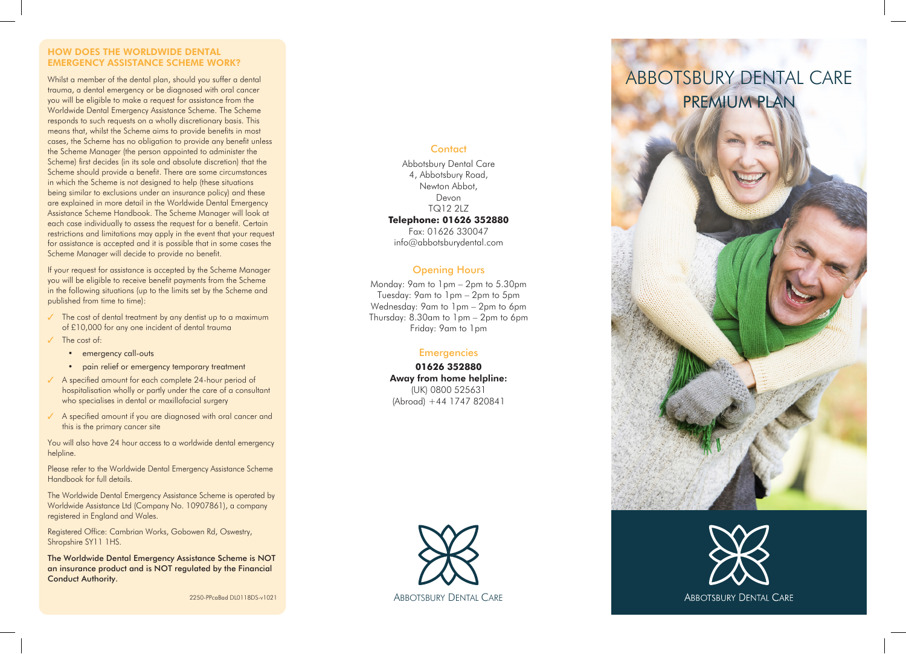## HOW DOES THE WORLDWIDE DENTAL EMERGENCY ASSISTANCE SCHEME WORK?

Whilst a member of the dental plan, should you suffer a dental trauma, a dental emergency or be diagnosed with oral cancer you will be eligible to make a request for assistance from the Worldwide Dental Emergency Assistance Scheme. The Scheme responds to such requests on a wholly discretionary basis. This means that, whilst the Scheme aims to provide benefits in most cases, the Scheme has no obligation to provide any benefit unless the Scheme Manager (the person appointed to administer the Scheme) first decides (in its sole and absolute discretion) that the Scheme should provide a benefit. There are some circumstances in which the Scheme is not designed to help (these situations being similar to exclusions under an insurance policy) and these are explained in more detail in the Worldwide Dental Emergency Assistance Scheme Handbook. The Scheme Manager will look at each case individually to assess the request for a benefit. Certain restrictions and limitations may apply in the event that your request for assistance is accepted and it is possible that in some cases the Scheme Manager will decide to provide no benefit.

If your request for assistance is accepted by the Scheme Manager you will be eligible to receive benefit payments from the Scheme in the following situations (up to the limits set by the Scheme and published from time to time):

- ✓ The cost of dental treatment by any dentist up to a maximum of £10,000 for any one incident of dental trauma
- ✓ The cost of:
  - emergency call-outs
  - pain relief or emergency temporary treatment
- ✓ A specified amount for each complete 24-hour period of hospitalisation wholly or partly under the care of a consultant who specialises in dental or maxillofacial surgery
- ✓ A specified amount if you are diagnosed with oral cancer and this is the primary cancer site

You will also have 24 hour access to a worldwide dental emergency helpline.

Please refer to the Worldwide Dental Emergency Assistance Scheme Handbook for full details.

The Worldwide Dental Emergency Assistance Scheme is operated by Worldwide Assistance Ltd (Company No. 10907861), a company registered in England and Wales.

Registered Office: Cambrian Works, Gobowen Rd, Oswestry, Shropshire SY11 1HS.

**The Worldwide Dental Emergency Assistance Scheme is NOT an insurance product and is NOT regulated by the Financial Conduct Authority.**

2250-PPcaBad DL0118DS-v1021

## Contact

Abbotsbury Dental Care
4, Abbotsbury Road,
Newton Abbot,
Devon
TQ12 2LZ
**Telephone: 01626 352880**
Fax: 01626 330047
info@abbotsburydental.com

## Opening Hours

Monday: 9am to 1pm – 2pm to 5.30pm
Tuesday: 9am to 1pm – 2pm to 5pm
Wednesday: 9am to 1pm – 2pm to 6pm
Thursday: 8.30am to 1pm – 2pm to 6pm
Friday: 9am to 1pm

## Emergencies

**01626 352880**
**Away from home helpline:**
(UK) 0800 525631
(Abroad) +44 1747 820841

ABBOTSBURY DENTAL CARE

# ABBOTSBURY DENTAL CARE
## PREMIUM PLAN

ABBOTSBURY DENTAL CARE